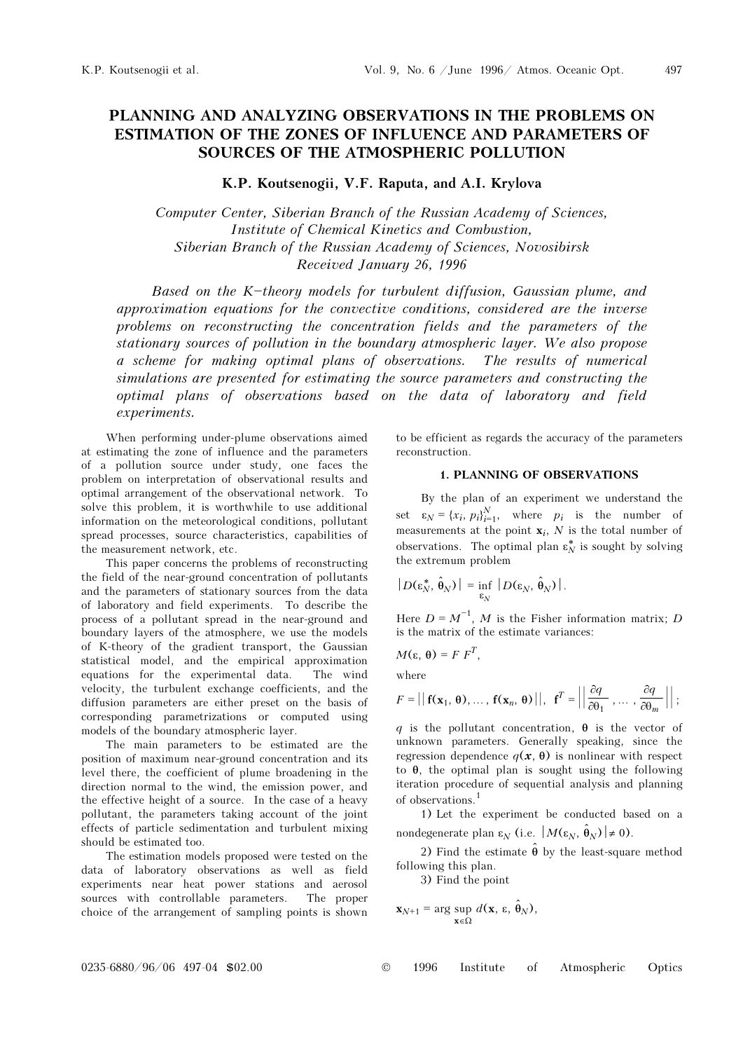# PLANNING AND ANALYZING OBSERVATIONS IN THE PROBLEMS ON ESTIMATION OF THE ZONES OF INFLUENCE AND PARAMETERS OF SOURCES OF THE ATMOSPHERIC POLLUTION

**K.P. Koutsenogii, V.F. Raputa, and A.I. Krylova**

*Computer Center, Siberian Branch of the Russian Academy of Sciences, Institute of Chemical Kinetics and Combustion, Siberian Branch of the Russian Academy of Sciences, Novosibirsk*
*Received January 26, 1996*

*Based on the K–theory models for turbulent diffusion, Gaussian plume, and approximation equations for the convective conditions, considered are the inverse problems on reconstructing the concentration fields and the parameters of the stationary sources of pollution in the boundary atmospheric layer. We also propose a scheme for making optimal plans of observations. The results of numerical simulations are presented for estimating the source parameters and constructing the optimal plans of observations based on the data of laboratory and field experiments.*

When performing under-plume observations aimed at estimating the zone of influence and the parameters of a pollution source under study, one faces the problem on interpretation of observational results and optimal arrangement of the observational network. To solve this problem, it is worthwhile to use additional information on the meteorological conditions, pollutant spread processes, source characteristics, capabilities of the measurement network, etc.

This paper concerns the problems of reconstructing the field of the near-ground concentration of pollutants and the parameters of stationary sources from the data of laboratory and field experiments. To describe the process of a pollutant spread in the near-ground and boundary layers of the atmosphere, we use the models of K-theory of the gradient transport, the Gaussian statistical model, and the empirical approximation equations for the experimental data. The wind velocity, the turbulent exchange coefficients, and the diffusion parameters are either preset on the basis of corresponding parametrizations or computed using models of the boundary atmospheric layer.

The main parameters to be estimated are the position of maximum near-ground concentration and its level there, the coefficient of plume broadening in the direction normal to the wind, the emission power, and the effective height of a source. In the case of a heavy pollutant, the parameters taking account of the joint effects of particle sedimentation and turbulent mixing should be estimated too.

The estimation models proposed were tested on the data of laboratory observations as well as field experiments near heat power stations and aerosol sources with controllable parameters. The proper choice of the arrangement of sampling points is shown to be efficient as regards the accuracy of the parameters reconstruction.

## 1. PLANNING OF OBSERVATIONS

By the plan of an experiment we understand the set $\varepsilon_N = \{x_i, p_i\}_{i=1}^{N}$, where $p_i$ is the number of measurements at the point $\mathbf{x}_i$, $N$ is the total number of observations. The optimal plan $\varepsilon_N^*$ is sought by solving the extremum problem

$$|D(\varepsilon_N^*, \hat{\theta}_N)| = \inf_{\varepsilon_N} |D(\varepsilon_N, \hat{\theta}_N)|.$$

Here $D = M^{-1}$, $M$ is the Fisher information matrix; $D$ is the matrix of the estimate variances:

$$M(\varepsilon, \theta) = F\, F^T,$$

where

$$F = \left|\left| \mathbf{f}(\mathbf{x}_1, \theta), \dots, \mathbf{f}(\mathbf{x}_n, \theta) \right|\right|, \quad \mathbf{f}^T = \left|\left| \frac{\partial q}{\partial \theta_1}, \dots, \frac{\partial q}{\partial \theta_m} \right|\right|;$$

$q$ is the pollutant concentration, $\theta$ is the vector of unknown parameters. Generally speaking, since the regression dependence $q(\boldsymbol{x}, \theta)$ is nonlinear with respect to $\theta$, the optimal plan is sought using the following iteration procedure of sequential analysis and planning of observations.[1]

1) Let the experiment be conducted based on a nondegenerate plan $\varepsilon_N$ (i.e. $|M(\varepsilon_N, \hat{\theta}_N)| \neq 0$).

2) Find the estimate $\hat{\theta}$ by the least-square method following this plan.

3) Find the point

$$\mathbf{x}_{N+1} = \arg \sup_{\mathbf{x} \in \Omega} d(\mathbf{x}, \varepsilon, \hat{\theta}_N),$$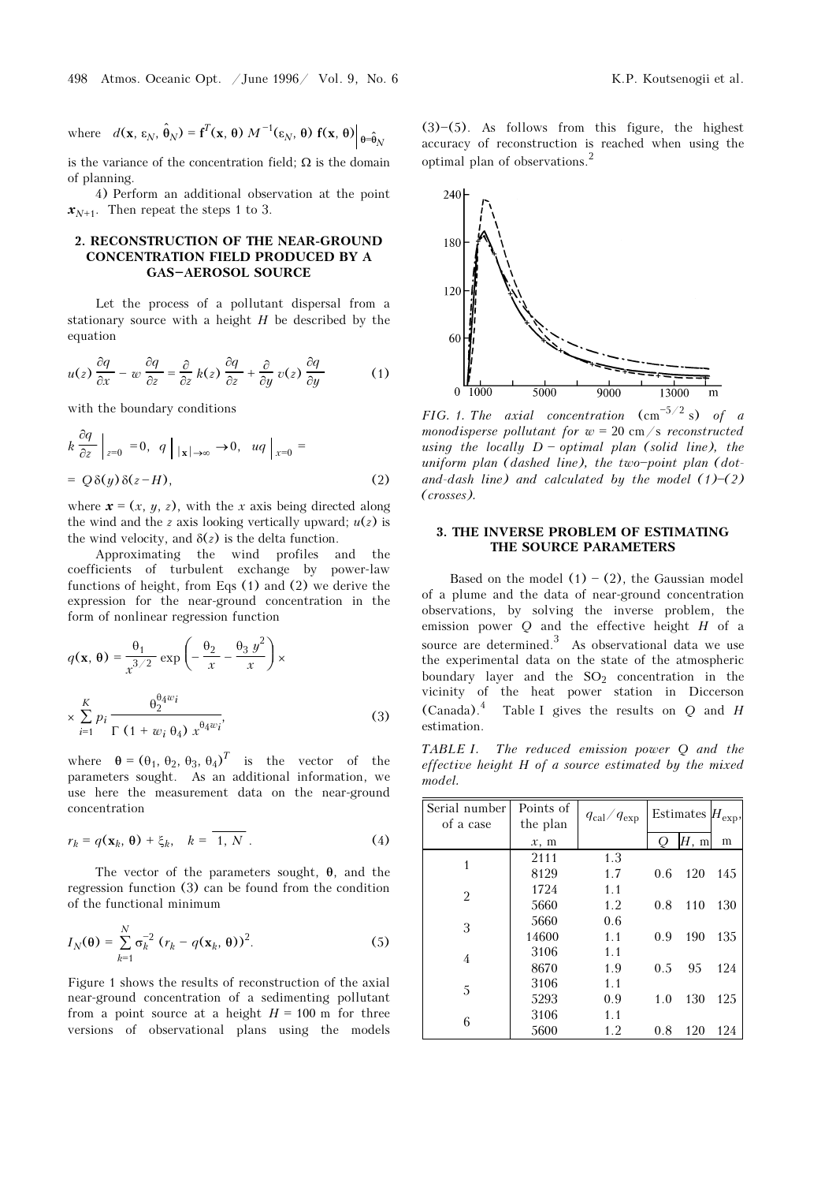where $d(\mathbf{x}, \varepsilon_N, \hat{\theta}_N) = \mathbf{f}^T(\mathbf{x}, \theta) M^{-1}(\varepsilon_N, \theta) \mathbf{f}(\mathbf{x}, \theta)\Big|_{\theta=\hat{\theta}_N}$

is the variance of the concentration field; $\Omega$ is the domain of planning.

4) Perform an additional observation at the point $\boldsymbol{x}_{N+1}$. Then repeat the steps 1 to 3.

## 2. RECONSTRUCTION OF THE NEAR-GROUND CONCENTRATION FIELD PRODUCED BY A GAS–AEROSOL SOURCE

Let the process of a pollutant dispersal from a stationary source with a height $H$ be described by the equation

$$u(z) \frac{\partial q}{\partial x} - w \frac{\partial q}{\partial z} = \frac{\partial}{\partial z} k(z) \frac{\partial q}{\partial z} + \frac{\partial}{\partial y} v(z) \frac{\partial q}{\partial y} \tag{1}$$

with the boundary conditions

$$k \frac{\partial q}{\partial z}\Big|_{z=0} = 0, \quad q\Big|_{|\mathbf{x}|\to\infty} \to 0, \quad uq\Big|_{x=0} = Q\,\delta(y)\,\delta(z-H), \tag{2}$$

where $\boldsymbol{x} = (x, y, z)$, with the $x$ axis being directed along the wind and the $z$ axis looking vertically upward; $u(z)$ is the wind velocity, and $\delta(z)$ is the delta function.

Approximating the wind profiles and the coefficients of turbulent exchange by power-law functions of height, from Eqs (1) and (2) we derive the expression for the near-ground concentration in the form of nonlinear regression function

$$q(\mathbf{x}, \theta) = \frac{\theta_1}{x^{3/2}} \exp\left(-\frac{\theta_2}{x} - \frac{\theta_3\, y^2}{x}\right) \times \sum_{i=1}^{K} p_i \frac{\theta_2^{\theta_4 w_i}}{\Gamma(1 + w_i\, \theta_4)\, x^{\theta_4 w_i}}, \tag{3}$$

where $\theta = (\theta_1, \theta_2, \theta_3, \theta_4)^T$ is the vector of the parameters sought. As an additional information, we use here the measurement data on the near-ground concentration

$$r_k = q(\mathbf{x}_k, \theta) + \xi_k, \quad k = \overline{1, N}\,. \tag{4}$$

The vector of the parameters sought, $\theta$, and the regression function (3) can be found from the condition of the functional minimum

$$I_N(\theta) = \sum_{k=1}^{N} \sigma_k^{-2} \left(r_k - q(\mathbf{x}_k, \theta)\right)^2. \tag{5}$$

Figure 1 shows the results of reconstruction of the axial near-ground concentration of a sedimenting pollutant from a point source at a height $H = 100$ m for three versions of observational plans using the models (3)–(5). As follows from this figure, the highest accuracy of reconstruction is reached when using the optimal plan of observations.[2]

*FIG. 1. The axial concentration ($\mathrm{cm}^{-5/2}$ s) of a monodisperse pollutant for $w = 20$ cm/s reconstructed using the locally $D$ – optimal plan (solid line), the uniform plan (dashed line), the two-point plan (dot-and-dash line) and calculated by the model (1)–(2) (crosses).*

## 3. THE INVERSE PROBLEM OF ESTIMATING THE SOURCE PARAMETERS

Based on the model (1) – (2), the Gaussian model of a plume and the data of near-ground concentration observations, by solving the inverse problem, the emission power $Q$ and the effective height $H$ of a source are determined.[3] As observational data we use the experimental data on the state of the atmospheric boundary layer and the $SO_2$ concentration in the vicinity of the heat power station in Diccerson (Canada).[4] Table I gives the results on $Q$ and $H$ estimation.

*TABLE I. The reduced emission power Q and the effective height H of a source estimated by the mixed model.*

| Serial number of a case | Points of the plan | $q_{\mathrm{cal}}/q_{\mathrm{exp}}$ | Estimates | | $H_{\mathrm{exp}}$, |
|---|---|---|---|---|---|
| | $x$, m | | $Q$ | $H$, m | m |
| 1 | 2111 | 1.3 | | | |
| | 8129 | 1.7 | 0.6 | 120 | 145 |
| 2 | 1724 | 1.1 | | | |
| | 5660 | 1.2 | 0.8 | 110 | 130 |
| 3 | 5660 | 0.6 | | | |
| | 14600 | 1.1 | 0.9 | 190 | 135 |
| 4 | 3106 | 1.1 | | | |
| | 8670 | 1.9 | 0.5 | 95 | 124 |
| 5 | 3106 | 1.1 | | | |
| | 5293 | 0.9 | 1.0 | 130 | 125 |
| 6 | 3106 | 1.1 | | | |
| | 5600 | 1.2 | 0.8 | 120 | 124 |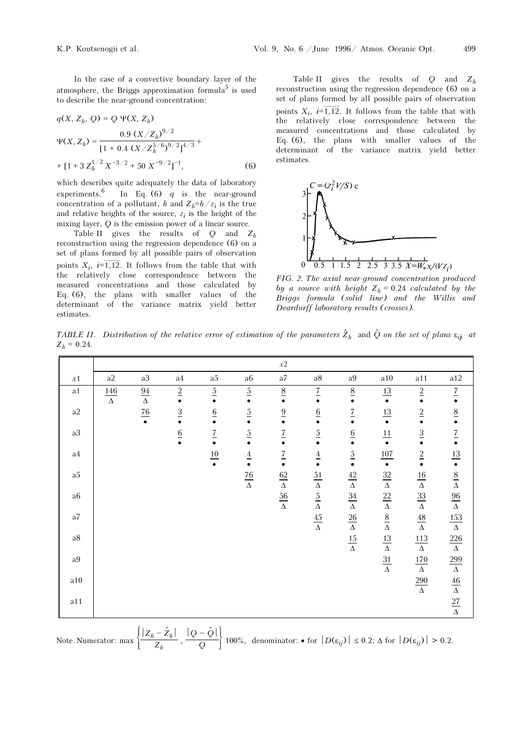In the case of a convective boundary layer of the atmosphere, the Briggs approximation formula[5] is used to describe the near-ground concentration:

$$q(X, Z_h, Q) = Q\ \Psi(X, Z_h)$$

$$\Psi(X, Z_h) = \frac{0.9\ (X/Z_h)^{9/2}}{[1 + 0.4\ (X/Z_h^{5/6})^{9/2}]^{4/3}} + [1 + 3\ Z_h^{1/2}\ X^{-3/2} + 50\ X^{-9/2}]^{-1}, \tag{6}$$

which describes quite adequately the data of laboratory experiments.[6] In Eq. (6) $q$ is the near-ground concentration of a pollutant, $h$ and $Z_h = h/z_i$ is the true and relative heights of the source, $z_i$ is the height of the mixing layer, $Q$ is the emission power of a linear source.

Table II gives the results of $Q$ and $Z_h$ reconstruction using the regression dependence (6) on a set of plans formed by all possible pairs of observation points $X_i$, $i=\overline{1,12}$. It follows from the table that with the relatively close correspondence between the measured concentrations and those calculated by Eq. (6), the plans with smaller values of the determinant of the variance matrix yield better estimates.

Table II gives the results of $Q$ and $Z_h$ reconstruction using the regression dependence (6) on a set of plans formed by all possible pairs of observation points $X_i$, $i=\overline{1,12}$. It follows from the table that with the relatively close correspondence between the measured concentrations and those calculated by Eq. (6), the plans with smaller values of the determinant of the variance matrix yield better estimates.

*FIG. 2. The axial near-ground concentration produced by a source with height $Z_h = 0.24$ calculated by the Briggs formula (solid line) and the Willis and Deardorff laboratory results (crosses).*

*TABLE II. Distribution of the relative error of estimation of the parameters $\hat{Z}_h$ and $\hat{Q}$ on the set of plans $\varepsilon_{ij}$ at $Z_h = 0.24$.*

| $x1$ \ $x2$ | a2 | a3 | a4 | a5 | a6 | a7 | a8 | a9 | a10 | a11 | a12 |
|---|---|---|---|---|---|---|---|---|---|---|---|
| a1 | 146 / Δ | 94 / Δ | 2 / • | 5 / • | 5 / • | 8 / • | 7 / • | 8 / • | 13 / • | 2 / • | 7 / • |
| a2 | | 76 / • | 3 / • | 6 / • | 5 / • | 9 / • | 6 / • | 7 / • | 13 / • | 2 / • | 8 / • |
| a3 | | | 6 / • | 7 / • | 5 / • | 7 / • | 5 / • | 6 / • | 11 / • | 3 / • | 7 / • |
| a4 | | | | 10 / • | 4 / • | 7 / • | 4 / • | 5 / • | 107 / • | 2 / • | 13 / • |
| a5 | | | | | 76 / Δ | 62 / Δ | 51 / Δ | 42 / Δ | 32 / Δ | 16 / Δ | 8 / Δ |
| a6 | | | | | | 56 / Δ | 5 / Δ | 34 / Δ | 22 / Δ | 33 / Δ | 96 / Δ |
| a7 | | | | | | | 45 / Δ | 26 / Δ | 8 / Δ | 48 / Δ | 153 / Δ |
| a8 | | | | | | | | 15 / Δ | 13 / Δ | 113 / Δ | 226 / Δ |
| a9 | | | | | | | | | 31 / Δ | 170 / Δ | 299 / Δ |
| a10 | | | | | | | | | | 290 / Δ | 46 / Δ |
| a11 | | | | | | | | | | | 27 / Δ |

Note. Numerator: $\max\left\{\frac{|Z_h - \hat{Z}_h|}{Z_h}, \frac{|Q - \hat{Q}|}{Q}\right\} 100\%$, denominator: • for $|D(\varepsilon_{ij})| \le 0.2$; Δ for $|D(\varepsilon_{ij})| > 0.2$.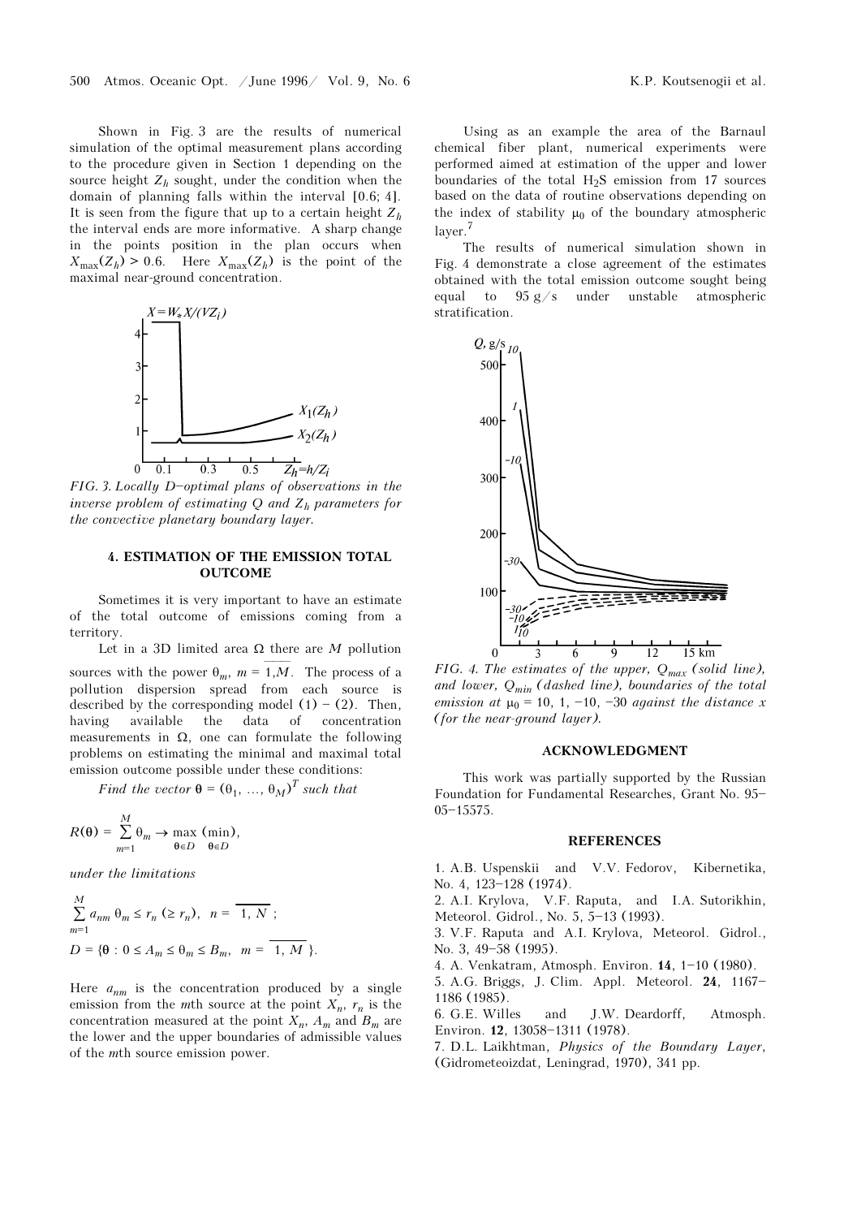Shown in Fig. 3 are the results of numerical simulation of the optimal measurement plans according to the procedure given in Section 1 depending on the source height $Z_h$ sought, under the condition when the domain of planning falls within the interval [0.6; 4]. It is seen from the figure that up to a certain height $Z_h$ the interval ends are more informative. A sharp change in the points position in the plan occurs when $X_{\max}(Z_h) > 0.6$. Here $X_{\max}(Z_h)$ is the point of the maximal near-ground concentration.

$X = W_* X/(V Z_i)$

4
3
2
1
0
0.1
0.3
0.5
$X_1(Z_h)$
$X_2(Z_h)$
$Z_h = h/Z_i$

*FIG. 3. Locally D-optimal plans of observations in the inverse problem of estimating Q and $Z_h$ parameters for the convective planetary boundary layer.*

## 4. ESTIMATION OF THE EMISSION TOTAL OUTCOME

Sometimes it is very important to have an estimate of the total outcome of emissions coming from a territory.

Let in a 3D limited area $\Omega$ there are $M$ pollution sources with the power $\theta_m$, $m = \overline{1,M}$. The process of a pollution dispersion spread from each source is described by the corresponding model (1) – (2). Then, having available the data of concentration measurements in $\Omega$, one can formulate the following problems on estimating the minimal and maximal total emission outcome possible under these conditions:

*Find the vector* $\theta = (\theta_1, \ldots, \theta_M)^T$ *such that*

$$R(\theta) = \sum_{m=1}^{M} \theta_m \to \max_{\theta \in D} \; (\min_{\theta \in D}),$$

*under the limitations*

$$\sum_{m=1}^{M} a_{nm}\, \theta_m \le r_n \; (\ge r_n), \quad n = \overline{1, N}\ ;$$

$$D = \{\theta : 0 \le A_m \le \theta_m \le B_m, \quad m = \overline{1, M}\ \}.$$

Here $a_{nm}$ is the concentration produced by a single emission from the $m$th source at the point $X_n$, $r_n$ is the concentration measured at the point $X_n$, $A_m$ and $B_m$ are the lower and the upper boundaries of admissible values of the $m$th source emission power.

Using as an example the area of the Barnaul chemical fiber plant, numerical experiments were performed aimed at estimation of the upper and lower boundaries of the total $H_2S$ emission from 17 sources based on the data of routine observations depending on the index of stability $\mu_0$ of the boundary atmospheric layer.[7]

The results of numerical simulation shown in Fig. 4 demonstrate a close agreement of the estimates obtained with the total emission outcome sought being equal to 95 g/s under unstable atmospheric stratification.

Q, g/s
500
400
300
200
100
0
3
6
9
12
15 km
10
1
–10
–30
–30
–10
1
10

*FIG. 4. The estimates of the upper, $Q_{max}$ (solid line), and lower, $Q_{min}$ (dashed line), boundaries of the total emission at $\mu_0$ = 10, 1, –10, –30 against the distance x (for the near-ground layer).*

## ACKNOWLEDGMENT

This work was partially supported by the Russian Foundation for Fundamental Researches, Grant No. 95–05–15575.

## REFERENCES

1. A.B. Uspenskii and V.V. Fedorov, Kibernetika, No. 4, 123–128 (1974).
2. A.I. Krylova, V.F. Raputa, and I.A. Sutorikhin, Meteorol. Gidrol., No. 5, 5–13 (1993).
3. V.F. Raputa and A.I. Krylova, Meteorol. Gidrol., No. 3, 49–58 (1995).
4. A. Venkatram, Atmosph. Environ. **14**, 1–10 (1980).
5. A.G. Briggs, J. Clim. Appl. Meteorol. **24**, 1167–1186 (1985).
6. G.E. Willes and J.W. Deardorff, Atmosph. Environ. **12**, 13058–1311 (1978).
7. D.L. Laikhtman, *Physics of the Boundary Layer*, (Gidrometeoizdat, Leningrad, 1970), 341 pp.